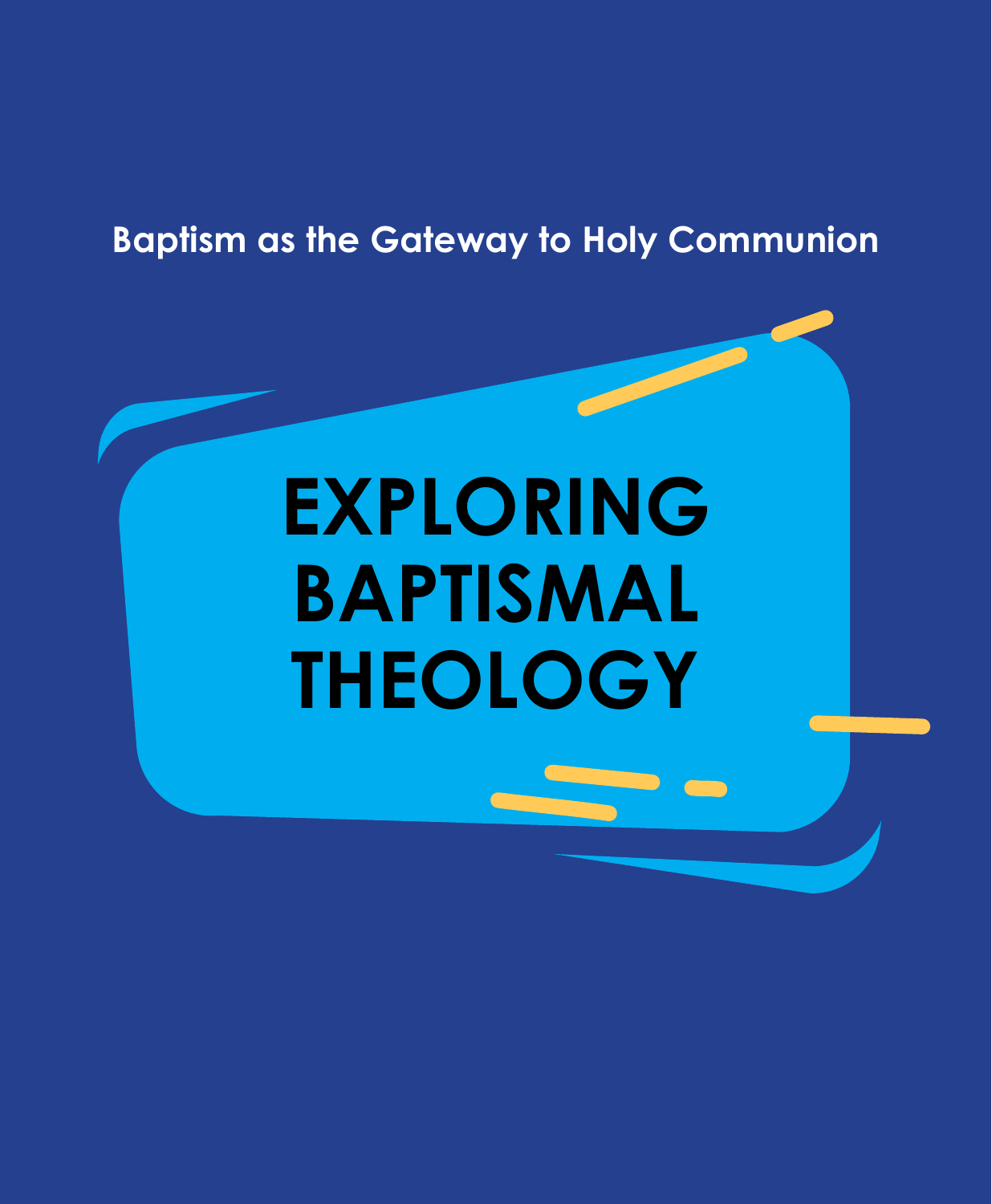Baptism as the Gateway to Holy Communion

# EXPLORING BAPTISMAL THEOLOGY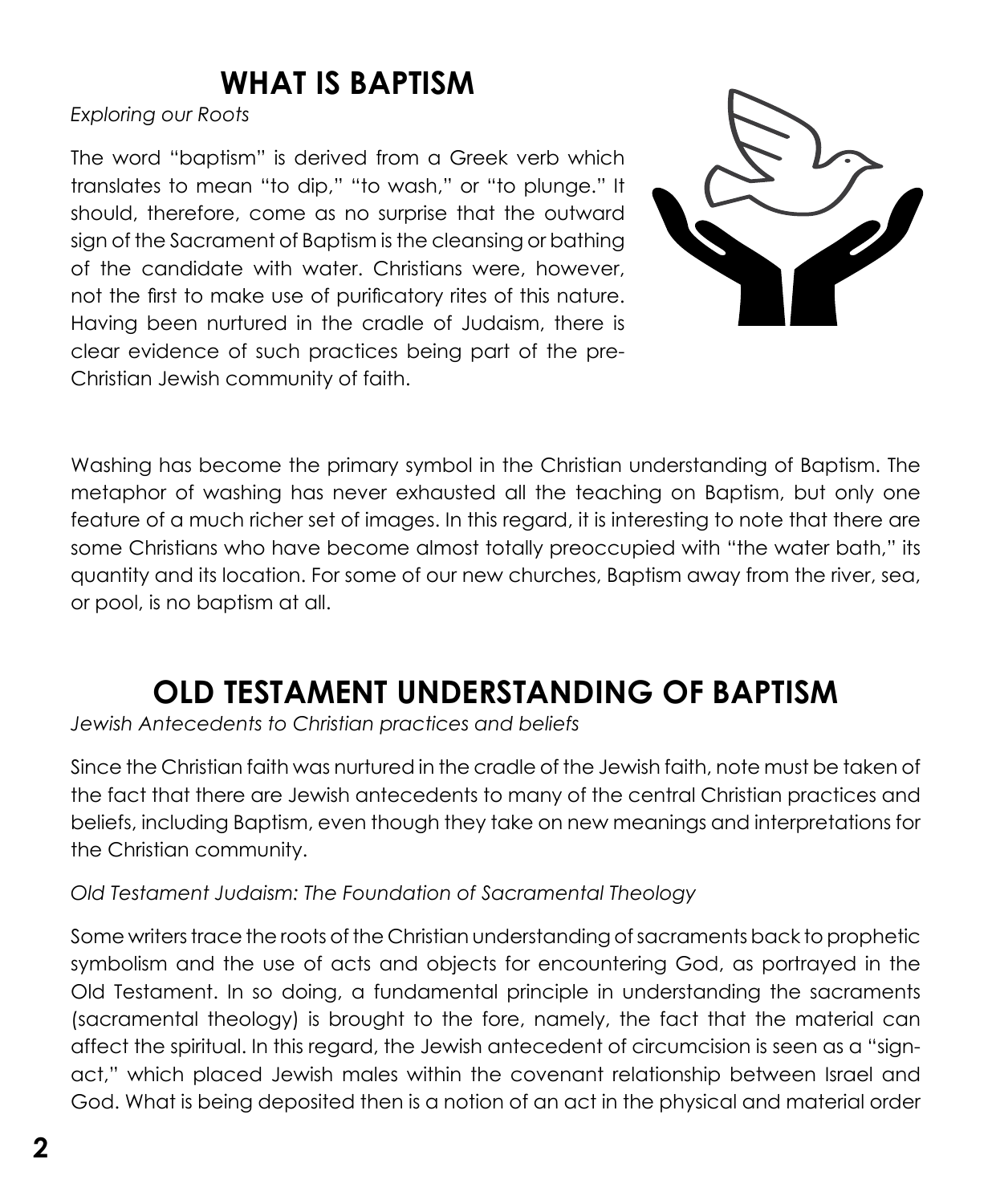## WHAT IS BAPTISM

*Exploring our Roots*

The word "baptism" is derived from a Greek verb which translates to mean "to dip," "to wash," or "to plunge." It should, therefore, come as no surprise that the outward sign of the Sacrament of Baptism is the cleansing or bathing of the candidate with water. Christians were, however, not the first to make use of purificatory rites of this nature. Having been nurtured in the cradle of Judaism, there is clear evidence of such practices being part of the pre-Christian Jewish community of faith.

Washing has become the primary symbol in the Christian understanding of Baptism. The metaphor of washing has never exhausted all the teaching on Baptism, but only one feature of a much richer set of images. In this regard, it is interesting to note that there are some Christians who have become almost totally preoccupied with "the water bath," its quantity and its location. For some of our new churches, Baptism away from the river, sea, or pool, is no baptism at all.

## OLD TESTAMENT UNDERSTANDING OF BAPTISM

*Jewish Antecedents to Christian practices and beliefs*

Since the Christian faith was nurtured in the cradle of the Jewish faith, note must be taken of the fact that there are Jewish antecedents to many of the central Christian practices and beliefs, including Baptism, even though they take on new meanings and interpretations for the Christian community.

*Old Testament Judaism: The Foundation of Sacramental Theology*

Some writers trace the roots of the Christian understanding of sacraments back to prophetic symbolism and the use of acts and objects for encountering God, as portrayed in the Old Testament. In so doing, a fundamental principle in understanding the sacraments (sacramental theology) is brought to the fore, namely, the fact that the material can affect the spiritual. In this regard, the Jewish antecedent of circumcision is seen as a "sign-act," which placed Jewish males within the covenant relationship between Israel and God. What is being deposited then is a notion of an act in the physical and material order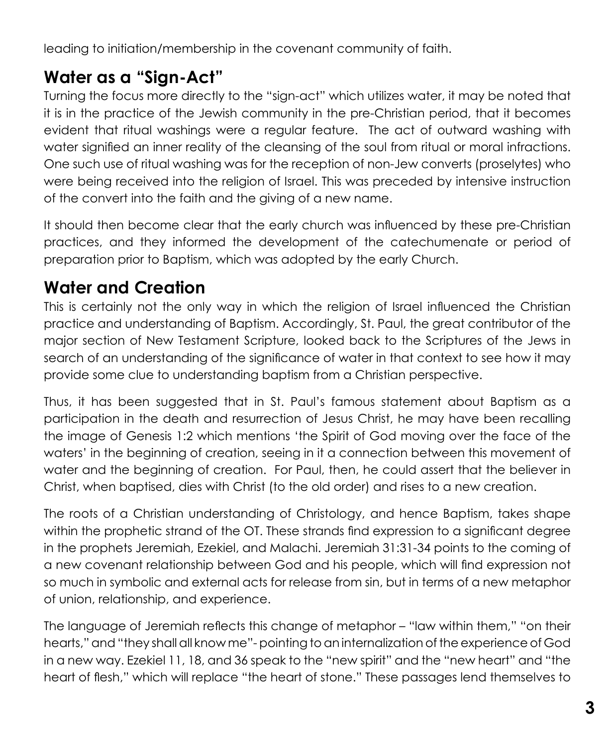leading to initiation/membership in the covenant community of faith.

## Water as a "Sign-Act"

Turning the focus more directly to the "sign-act" which utilizes water, it may be noted that it is in the practice of the Jewish community in the pre-Christian period, that it becomes evident that ritual washings were a regular feature. The act of outward washing with water signified an inner reality of the cleansing of the soul from ritual or moral infractions. One such use of ritual washing was for the reception of non-Jew converts (proselytes) who were being received into the religion of Israel. This was preceded by intensive instruction of the convert into the faith and the giving of a new name.

It should then become clear that the early church was influenced by these pre-Christian practices, and they informed the development of the catechumenate or period of preparation prior to Baptism, which was adopted by the early Church.

## Water and Creation

This is certainly not the only way in which the religion of Israel influenced the Christian practice and understanding of Baptism. Accordingly, St. Paul, the great contributor of the major section of New Testament Scripture, looked back to the Scriptures of the Jews in search of an understanding of the significance of water in that context to see how it may provide some clue to understanding baptism from a Christian perspective.

Thus, it has been suggested that in St. Paul's famous statement about Baptism as a participation in the death and resurrection of Jesus Christ, he may have been recalling the image of Genesis 1:2 which mentions 'the Spirit of God moving over the face of the waters' in the beginning of creation, seeing in it a connection between this movement of water and the beginning of creation. For Paul, then, he could assert that the believer in Christ, when baptised, dies with Christ (to the old order) and rises to a new creation.

The roots of a Christian understanding of Christology, and hence Baptism, takes shape within the prophetic strand of the OT. These strands find expression to a significant degree in the prophets Jeremiah, Ezekiel, and Malachi. Jeremiah 31:31-34 points to the coming of a new covenant relationship between God and his people, which will find expression not so much in symbolic and external acts for release from sin, but in terms of a new metaphor of union, relationship, and experience.

The language of Jeremiah reflects this change of metaphor – "law within them," "on their hearts," and "they shall all know me"- pointing to an internalization of the experience of God in a new way. Ezekiel 11, 18, and 36 speak to the "new spirit" and the "new heart" and "the heart of flesh," which will replace "the heart of stone." These passages lend themselves to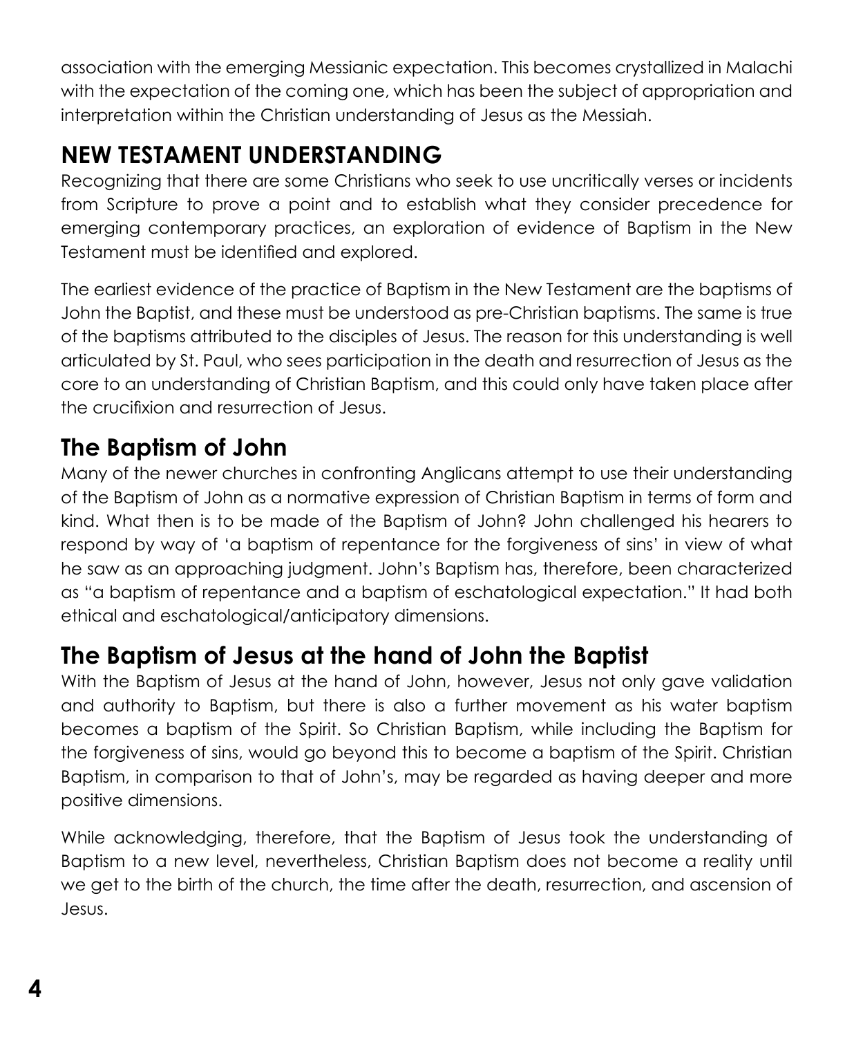association with the emerging Messianic expectation. This becomes crystallized in Malachi with the expectation of the coming one, which has been the subject of appropriation and interpretation within the Christian understanding of Jesus as the Messiah.

## NEW TESTAMENT UNDERSTANDING

Recognizing that there are some Christians who seek to use uncritically verses or incidents from Scripture to prove a point and to establish what they consider precedence for emerging contemporary practices, an exploration of evidence of Baptism in the New Testament must be identified and explored.

The earliest evidence of the practice of Baptism in the New Testament are the baptisms of John the Baptist, and these must be understood as pre-Christian baptisms. The same is true of the baptisms attributed to the disciples of Jesus. The reason for this understanding is well articulated by St. Paul, who sees participation in the death and resurrection of Jesus as the core to an understanding of Christian Baptism, and this could only have taken place after the crucifixion and resurrection of Jesus.

### The Baptism of John

Many of the newer churches in confronting Anglicans attempt to use their understanding of the Baptism of John as a normative expression of Christian Baptism in terms of form and kind. What then is to be made of the Baptism of John? John challenged his hearers to respond by way of 'a baptism of repentance for the forgiveness of sins' in view of what he saw as an approaching judgment. John's Baptism has, therefore, been characterized as "a baptism of repentance and a baptism of eschatological expectation." It had both ethical and eschatological/anticipatory dimensions.

### The Baptism of Jesus at the hand of John the Baptist

With the Baptism of Jesus at the hand of John, however, Jesus not only gave validation and authority to Baptism, but there is also a further movement as his water baptism becomes a baptism of the Spirit. So Christian Baptism, while including the Baptism for the forgiveness of sins, would go beyond this to become a baptism of the Spirit. Christian Baptism, in comparison to that of John's, may be regarded as having deeper and more positive dimensions.

While acknowledging, therefore, that the Baptism of Jesus took the understanding of Baptism to a new level, nevertheless, Christian Baptism does not become a reality until we get to the birth of the church, the time after the death, resurrection, and ascension of Jesus.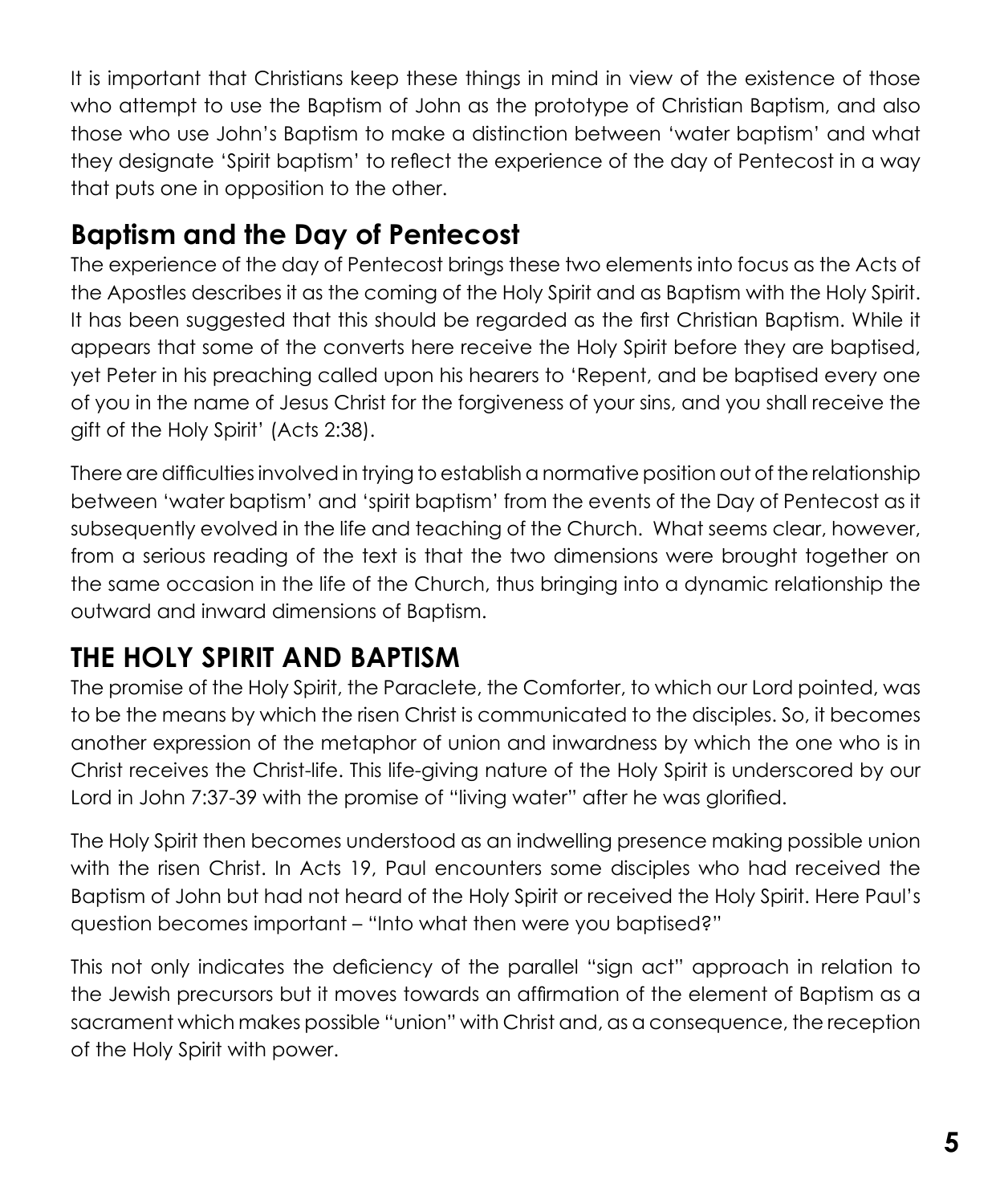It is important that Christians keep these things in mind in view of the existence of those who attempt to use the Baptism of John as the prototype of Christian Baptism, and also those who use John's Baptism to make a distinction between 'water baptism' and what they designate 'Spirit baptism' to reflect the experience of the day of Pentecost in a way that puts one in opposition to the other.

## Baptism and the Day of Pentecost

The experience of the day of Pentecost brings these two elements into focus as the Acts of the Apostles describes it as the coming of the Holy Spirit and as Baptism with the Holy Spirit. It has been suggested that this should be regarded as the first Christian Baptism. While it appears that some of the converts here receive the Holy Spirit before they are baptised, yet Peter in his preaching called upon his hearers to 'Repent, and be baptised every one of you in the name of Jesus Christ for the forgiveness of your sins, and you shall receive the gift of the Holy Spirit' (Acts 2:38).

There are difficulties involved in trying to establish a normative position out of the relationship between 'water baptism' and 'spirit baptism' from the events of the Day of Pentecost as it subsequently evolved in the life and teaching of the Church. What seems clear, however, from a serious reading of the text is that the two dimensions were brought together on the same occasion in the life of the Church, thus bringing into a dynamic relationship the outward and inward dimensions of Baptism.

## THE HOLY SPIRIT AND BAPTISM

The promise of the Holy Spirit, the Paraclete, the Comforter, to which our Lord pointed, was to be the means by which the risen Christ is communicated to the disciples. So, it becomes another expression of the metaphor of union and inwardness by which the one who is in Christ receives the Christ-life. This life-giving nature of the Holy Spirit is underscored by our Lord in John 7:37-39 with the promise of "living water" after he was glorified.

The Holy Spirit then becomes understood as an indwelling presence making possible union with the risen Christ. In Acts 19, Paul encounters some disciples who had received the Baptism of John but had not heard of the Holy Spirit or received the Holy Spirit. Here Paul's question becomes important – "Into what then were you baptised?"

This not only indicates the deficiency of the parallel "sign act" approach in relation to the Jewish precursors but it moves towards an affirmation of the element of Baptism as a sacrament which makes possible "union" with Christ and, as a consequence, the reception of the Holy Spirit with power.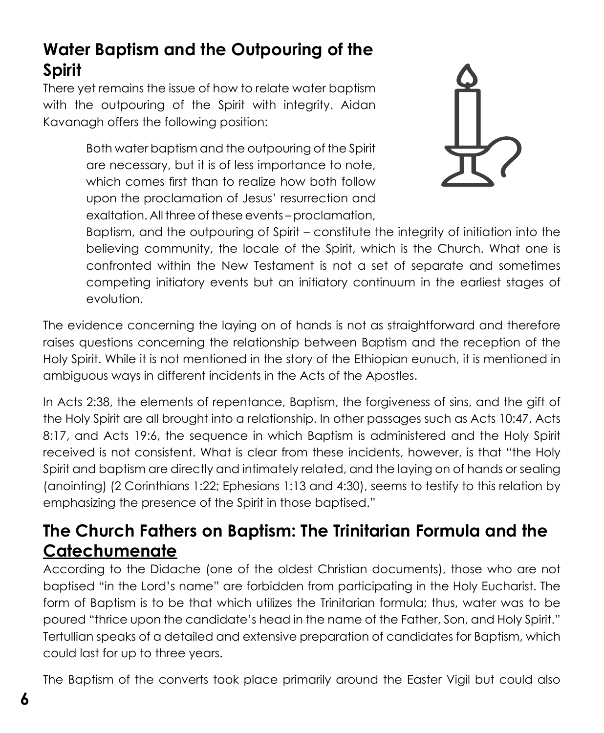## Water Baptism and the Outpouring of the Spirit

There yet remains the issue of how to relate water baptism with the outpouring of the Spirit with integrity. Aidan Kavanagh offers the following position:

> Both water baptism and the outpouring of the Spirit are necessary, but it is of less importance to note, which comes first than to realize how both follow upon the proclamation of Jesus' resurrection and exaltation. All three of these events – proclamation, Baptism, and the outpouring of Spirit – constitute the integrity of initiation into the believing community, the locale of the Spirit, which is the Church. What one is confronted within the New Testament is not a set of separate and sometimes competing initiatory events but an initiatory continuum in the earliest stages of evolution.

The evidence concerning the laying on of hands is not as straightforward and therefore raises questions concerning the relationship between Baptism and the reception of the Holy Spirit. While it is not mentioned in the story of the Ethiopian eunuch, it is mentioned in ambiguous ways in different incidents in the Acts of the Apostles.

In Acts 2:38, the elements of repentance, Baptism, the forgiveness of sins, and the gift of the Holy Spirit are all brought into a relationship. In other passages such as Acts 10:47, Acts 8:17, and Acts 19:6, the sequence in which Baptism is administered and the Holy Spirit received is not consistent. What is clear from these incidents, however, is that "the Holy Spirit and baptism are directly and intimately related, and the laying on of hands or sealing (anointing) (2 Corinthians 1:22; Ephesians 1:13 and 4:30), seems to testify to this relation by emphasizing the presence of the Spirit in those baptised."

## The Church Fathers on Baptism: The Trinitarian Formula and the Catechumenate

According to the Didache (one of the oldest Christian documents), those who are not baptised "in the Lord's name" are forbidden from participating in the Holy Eucharist. The form of Baptism is to be that which utilizes the Trinitarian formula; thus, water was to be poured "thrice upon the candidate's head in the name of the Father, Son, and Holy Spirit." Tertullian speaks of a detailed and extensive preparation of candidates for Baptism, which could last for up to three years.

The Baptism of the converts took place primarily around the Easter Vigil but could also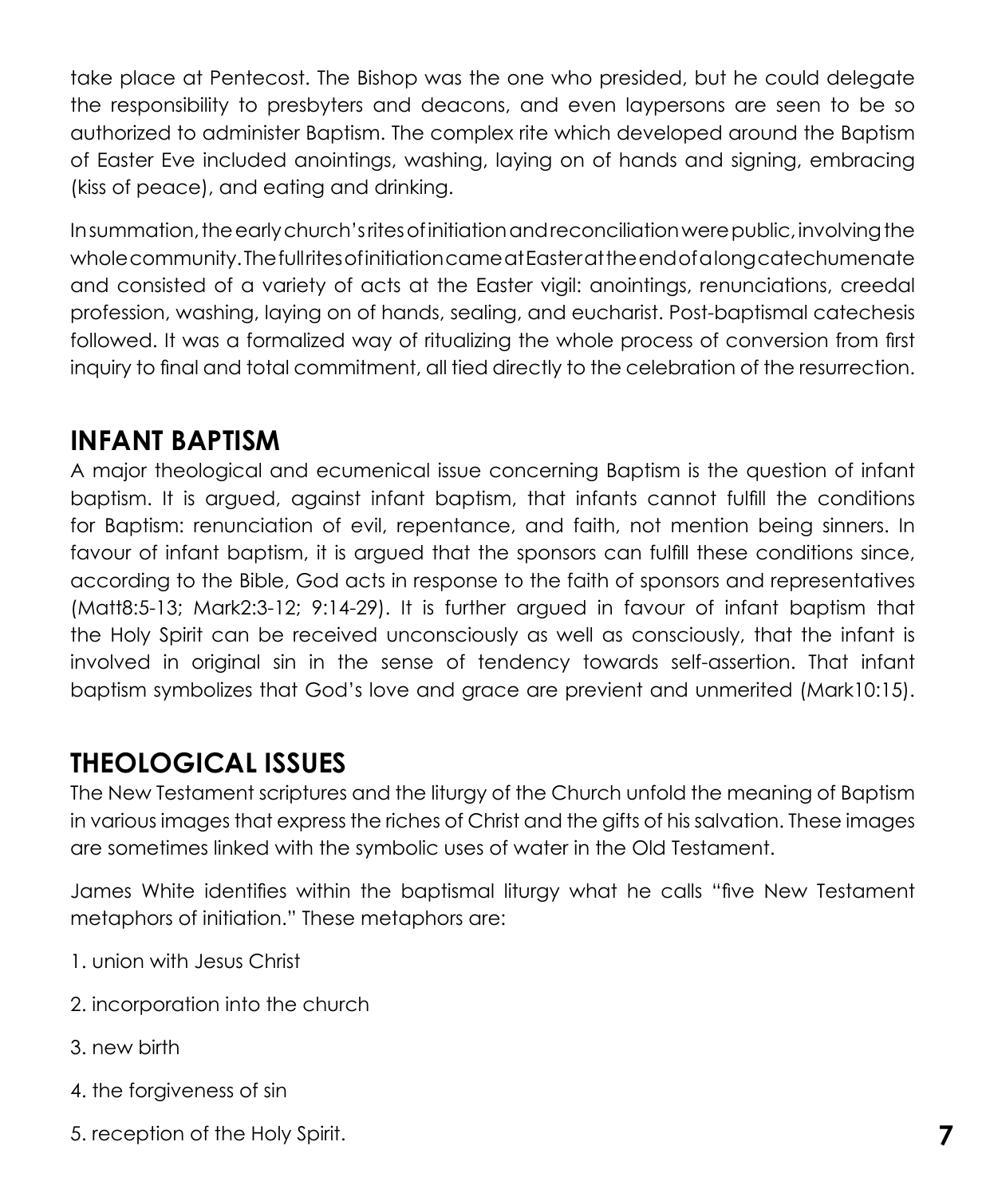take place at Pentecost. The Bishop was the one who presided, but he could delegate the responsibility to presbyters and deacons, and even laypersons are seen to be so authorized to administer Baptism. The complex rite which developed around the Baptism of Easter Eve included anointings, washing, laying on of hands and signing, embracing (kiss of peace), and eating and drinking.

In summation, the early church's rites of initiation and reconciliation were public, involving the whole community. The full rites of initiation came at Easter at the end of a long catechumenate and consisted of a variety of acts at the Easter vigil: anointings, renunciations, creedal profession, washing, laying on of hands, sealing, and eucharist. Post-baptismal catechesis followed. It was a formalized way of ritualizing the whole process of conversion from first inquiry to final and total commitment, all tied directly to the celebration of the resurrection.

## INFANT BAPTISM

A major theological and ecumenical issue concerning Baptism is the question of infant baptism. It is argued, against infant baptism, that infants cannot fulfill the conditions for Baptism: renunciation of evil, repentance, and faith, not mention being sinners. In favour of infant baptism, it is argued that the sponsors can fulfill these conditions since, according to the Bible, God acts in response to the faith of sponsors and representatives (Matt8:5-13; Mark2:3-12; 9:14-29). It is further argued in favour of infant baptism that the Holy Spirit can be received unconsciously as well as consciously, that the infant is involved in original sin in the sense of tendency towards self-assertion. That infant baptism symbolizes that God's love and grace are previent and unmerited (Mark10:15).

## THEOLOGICAL ISSUES

The New Testament scriptures and the liturgy of the Church unfold the meaning of Baptism in various images that express the riches of Christ and the gifts of his salvation. These images are sometimes linked with the symbolic uses of water in the Old Testament.

James White identifies within the baptismal liturgy what he calls "five New Testament metaphors of initiation." These metaphors are:

1. union with Jesus Christ
2. incorporation into the church
3. new birth
4. the forgiveness of sin
5. reception of the Holy Spirit.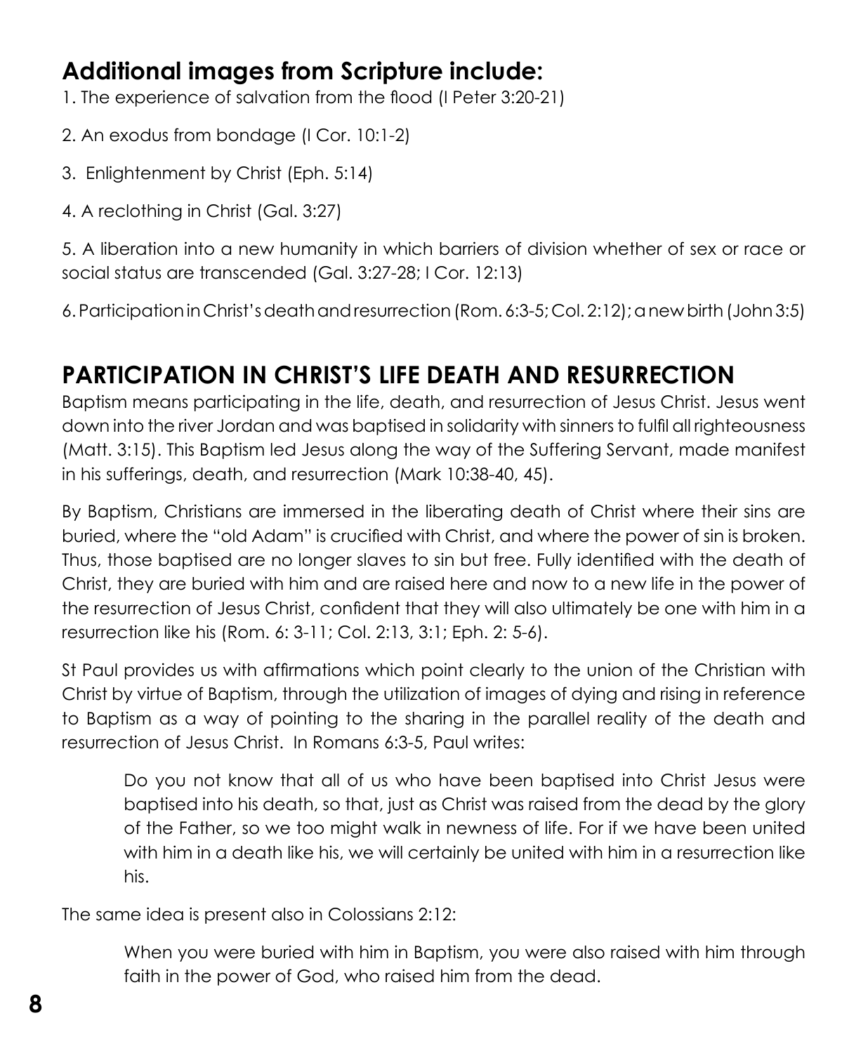## Additional images from Scripture include:

1. The experience of salvation from the flood (I Peter 3:20-21)

2. An exodus from bondage (I Cor. 10:1-2)

3. Enlightenment by Christ (Eph. 5:14)

4. A reclothing in Christ (Gal. 3:27)

5. A liberation into a new humanity in which barriers of division whether of sex or race or social status are transcended (Gal. 3:27-28; I Cor. 12:13)

6. Participation in Christ's death and resurrection (Rom. 6:3-5; Col. 2:12); a new birth (John 3:5)

## PARTICIPATION IN CHRIST'S LIFE DEATH AND RESURRECTION

Baptism means participating in the life, death, and resurrection of Jesus Christ. Jesus went down into the river Jordan and was baptised in solidarity with sinners to fulfil all righteousness (Matt. 3:15). This Baptism led Jesus along the way of the Suffering Servant, made manifest in his sufferings, death, and resurrection (Mark 10:38-40, 45).

By Baptism, Christians are immersed in the liberating death of Christ where their sins are buried, where the "old Adam" is crucified with Christ, and where the power of sin is broken. Thus, those baptised are no longer slaves to sin but free. Fully identified with the death of Christ, they are buried with him and are raised here and now to a new life in the power of the resurrection of Jesus Christ, confident that they will also ultimately be one with him in a resurrection like his (Rom. 6: 3-11; Col. 2:13, 3:1; Eph. 2: 5-6).

St Paul provides us with affirmations which point clearly to the union of the Christian with Christ by virtue of Baptism, through the utilization of images of dying and rising in reference to Baptism as a way of pointing to the sharing in the parallel reality of the death and resurrection of Jesus Christ. In Romans 6:3-5, Paul writes:

> Do you not know that all of us who have been baptised into Christ Jesus were baptised into his death, so that, just as Christ was raised from the dead by the glory of the Father, so we too might walk in newness of life. For if we have been united with him in a death like his, we will certainly be united with him in a resurrection like his.

The same idea is present also in Colossians 2:12:

> When you were buried with him in Baptism, you were also raised with him through faith in the power of God, who raised him from the dead.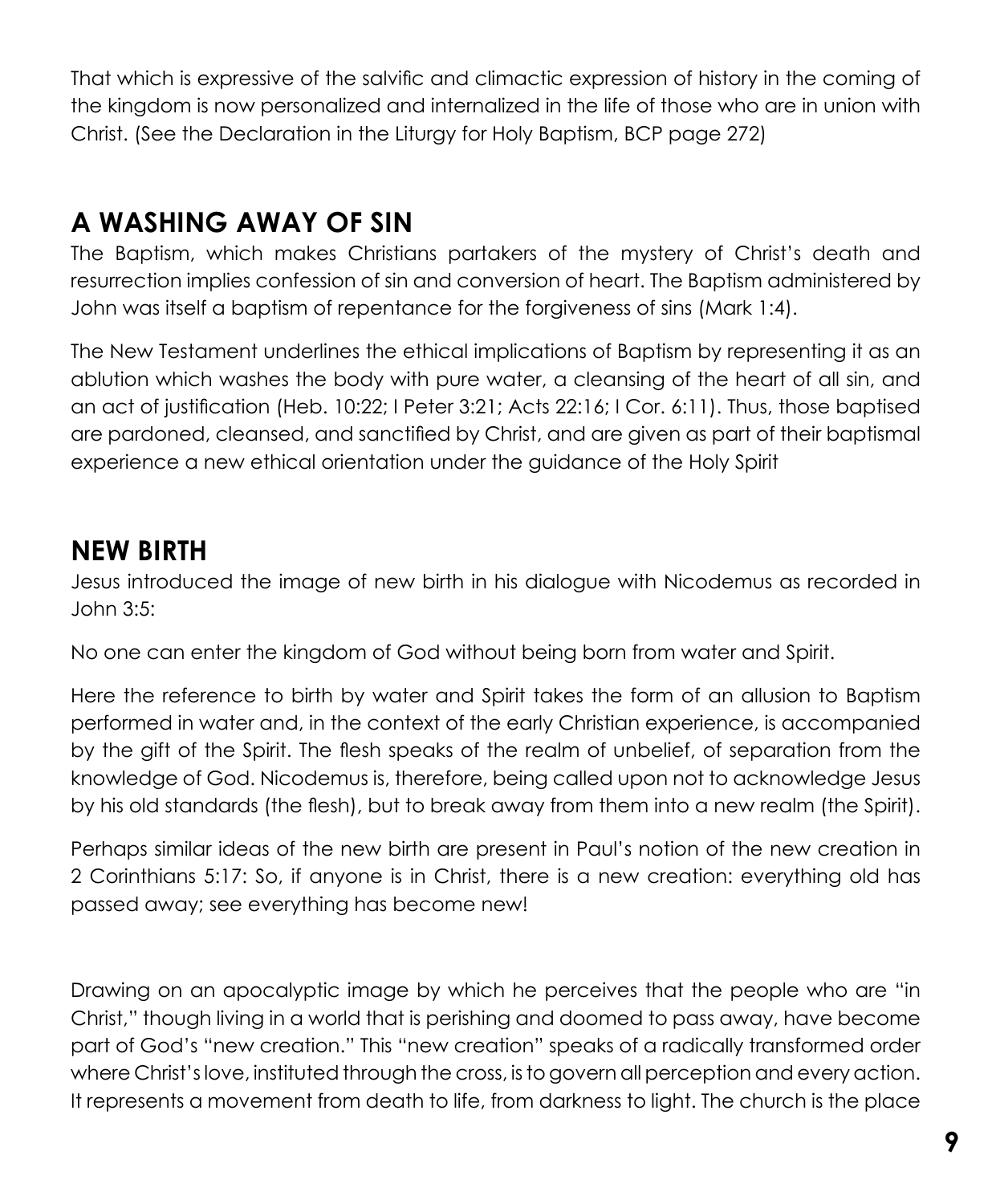That which is expressive of the salvific and climactic expression of history in the coming of the kingdom is now personalized and internalized in the life of those who are in union with Christ. (See the Declaration in the Liturgy for Holy Baptism, BCP page 272)

## A WASHING AWAY OF SIN

The Baptism, which makes Christians partakers of the mystery of Christ's death and resurrection implies confession of sin and conversion of heart. The Baptism administered by John was itself a baptism of repentance for the forgiveness of sins (Mark 1:4).

The New Testament underlines the ethical implications of Baptism by representing it as an ablution which washes the body with pure water, a cleansing of the heart of all sin, and an act of justification (Heb. 10:22; I Peter 3:21; Acts 22:16; I Cor. 6:11). Thus, those baptised are pardoned, cleansed, and sanctified by Christ, and are given as part of their baptismal experience a new ethical orientation under the guidance of the Holy Spirit

## NEW BIRTH

Jesus introduced the image of new birth in his dialogue with Nicodemus as recorded in John 3:5:

No one can enter the kingdom of God without being born from water and Spirit.

Here the reference to birth by water and Spirit takes the form of an allusion to Baptism performed in water and, in the context of the early Christian experience, is accompanied by the gift of the Spirit. The flesh speaks of the realm of unbelief, of separation from the knowledge of God. Nicodemus is, therefore, being called upon not to acknowledge Jesus by his old standards (the flesh), but to break away from them into a new realm (the Spirit).

Perhaps similar ideas of the new birth are present in Paul's notion of the new creation in 2 Corinthians 5:17: So, if anyone is in Christ, there is a new creation: everything old has passed away; see everything has become new!

Drawing on an apocalyptic image by which he perceives that the people who are "in Christ," though living in a world that is perishing and doomed to pass away, have become part of God's "new creation." This "new creation" speaks of a radically transformed order where Christ's love, instituted through the cross, is to govern all perception and every action. It represents a movement from death to life, from darkness to light. The church is the place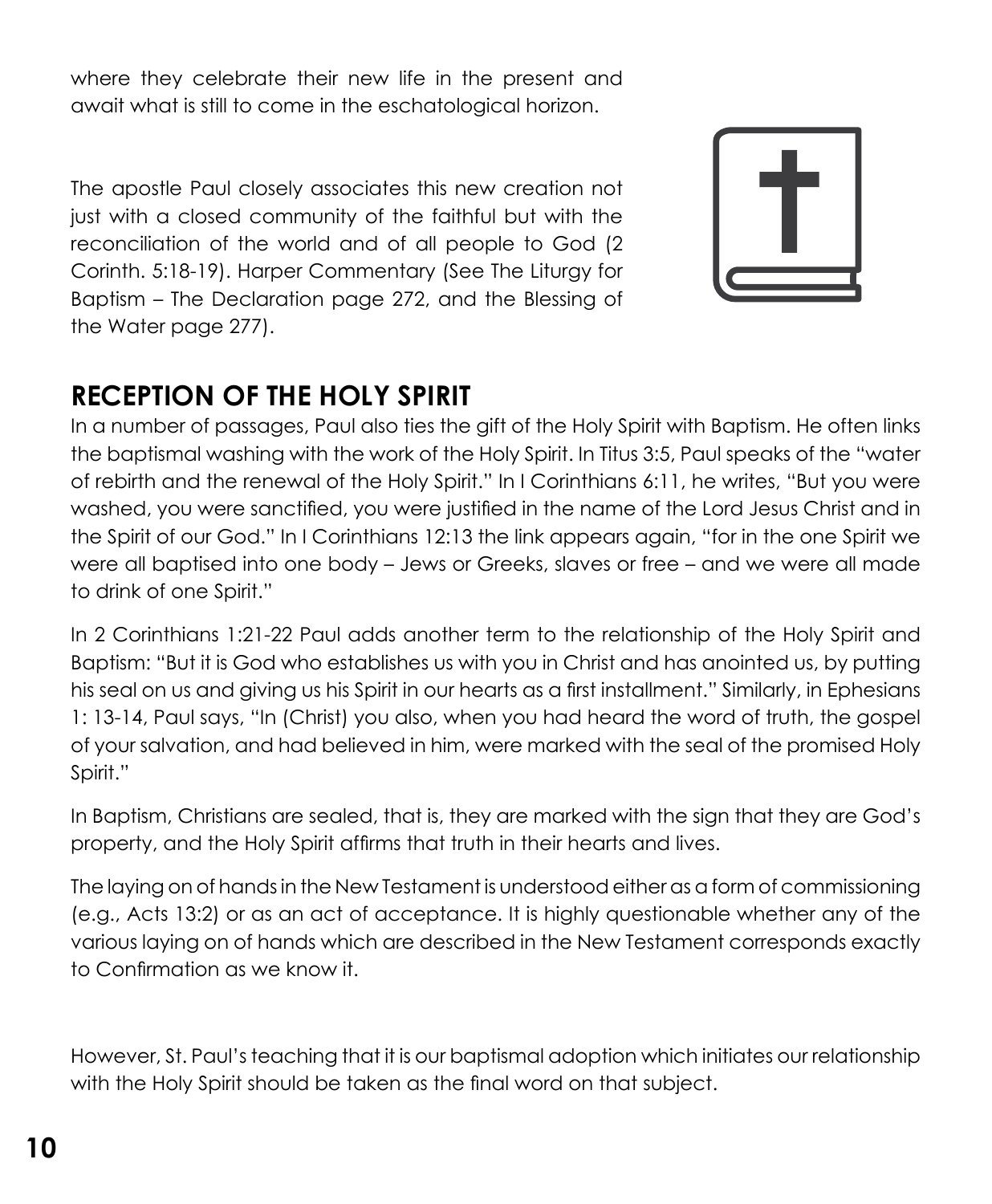where they celebrate their new life in the present and await what is still to come in the eschatological horizon.

The apostle Paul closely associates this new creation not just with a closed community of the faithful but with the reconciliation of the world and of all people to God (2 Corinth. 5:18-19). Harper Commentary (See The Liturgy for Baptism – The Declaration page 272, and the Blessing of the Water page 277).

## RECEPTION OF THE HOLY SPIRIT

In a number of passages, Paul also ties the gift of the Holy Spirit with Baptism. He often links the baptismal washing with the work of the Holy Spirit. In Titus 3:5, Paul speaks of the "water of rebirth and the renewal of the Holy Spirit." In I Corinthians 6:11, he writes, "But you were washed, you were sanctified, you were justified in the name of the Lord Jesus Christ and in the Spirit of our God." In I Corinthians 12:13 the link appears again, "for in the one Spirit we were all baptised into one body – Jews or Greeks, slaves or free – and we were all made to drink of one Spirit."

In 2 Corinthians 1:21-22 Paul adds another term to the relationship of the Holy Spirit and Baptism: "But it is God who establishes us with you in Christ and has anointed us, by putting his seal on us and giving us his Spirit in our hearts as a first installment." Similarly, in Ephesians 1: 13-14, Paul says, "In (Christ) you also, when you had heard the word of truth, the gospel of your salvation, and had believed in him, were marked with the seal of the promised Holy Spirit."

In Baptism, Christians are sealed, that is, they are marked with the sign that they are God's property, and the Holy Spirit affirms that truth in their hearts and lives.

The laying on of hands in the New Testament is understood either as a form of commissioning (e.g., Acts 13:2) or as an act of acceptance. It is highly questionable whether any of the various laying on of hands which are described in the New Testament corresponds exactly to Confirmation as we know it.

However, St. Paul's teaching that it is our baptismal adoption which initiates our relationship with the Holy Spirit should be taken as the final word on that subject.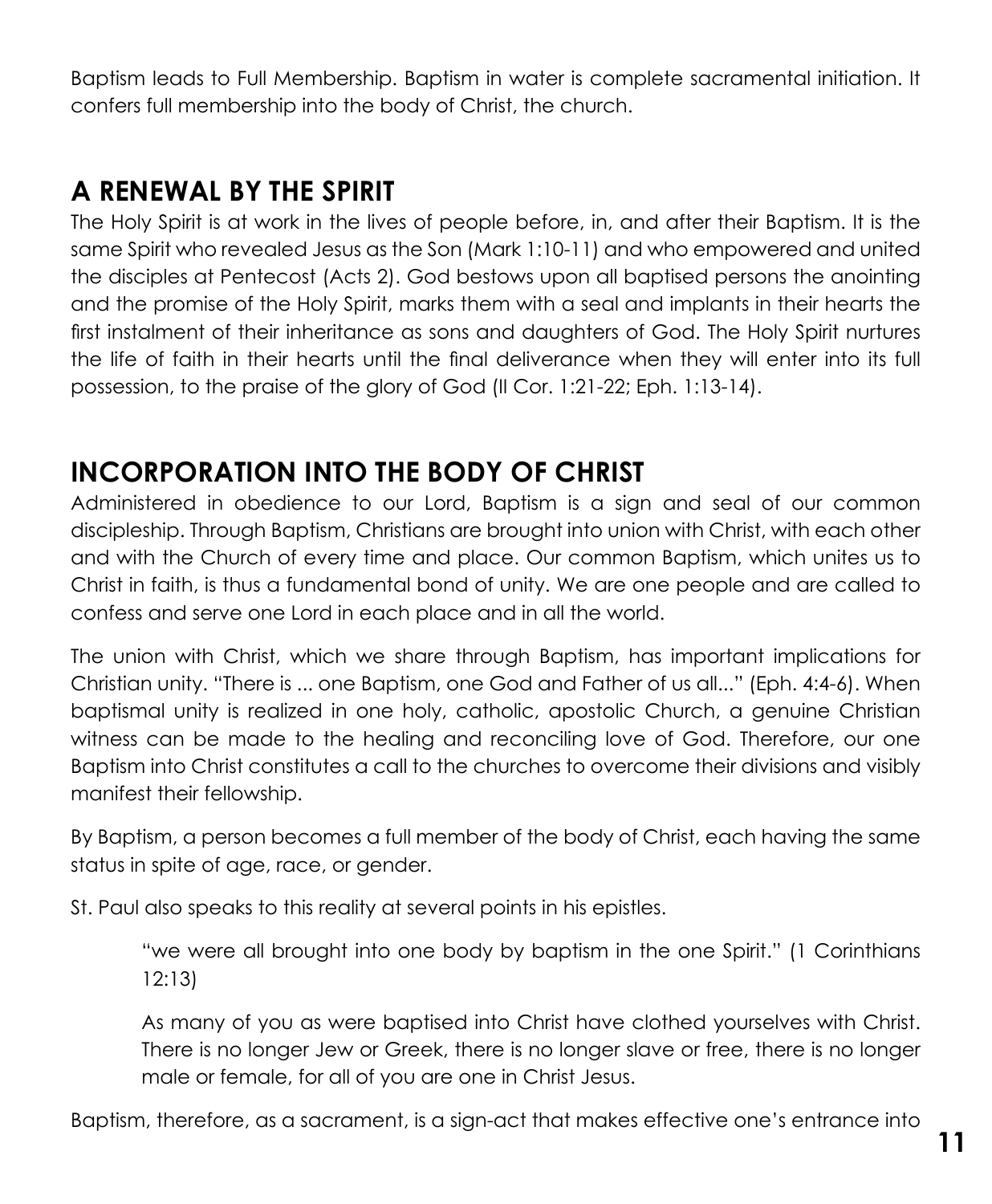Baptism leads to Full Membership. Baptism in water is complete sacramental initiation. It confers full membership into the body of Christ, the church.

## A RENEWAL BY THE SPIRIT

The Holy Spirit is at work in the lives of people before, in, and after their Baptism. It is the same Spirit who revealed Jesus as the Son (Mark 1:10-11) and who empowered and united the disciples at Pentecost (Acts 2). God bestows upon all baptised persons the anointing and the promise of the Holy Spirit, marks them with a seal and implants in their hearts the first instalment of their inheritance as sons and daughters of God. The Holy Spirit nurtures the life of faith in their hearts until the final deliverance when they will enter into its full possession, to the praise of the glory of God (II Cor. 1:21-22; Eph. 1:13-14).

## INCORPORATION INTO THE BODY OF CHRIST

Administered in obedience to our Lord, Baptism is a sign and seal of our common discipleship. Through Baptism, Christians are brought into union with Christ, with each other and with the Church of every time and place. Our common Baptism, which unites us to Christ in faith, is thus a fundamental bond of unity. We are one people and are called to confess and serve one Lord in each place and in all the world.

The union with Christ, which we share through Baptism, has important implications for Christian unity. "There is ... one Baptism, one God and Father of us all..." (Eph. 4:4-6). When baptismal unity is realized in one holy, catholic, apostolic Church, a genuine Christian witness can be made to the healing and reconciling love of God. Therefore, our one Baptism into Christ constitutes a call to the churches to overcome their divisions and visibly manifest their fellowship.

By Baptism, a person becomes a full member of the body of Christ, each having the same status in spite of age, race, or gender.

St. Paul also speaks to this reality at several points in his epistles.

> "we were all brought into one body by baptism in the one Spirit." (1 Corinthians 12:13)
>
> As many of you as were baptised into Christ have clothed yourselves with Christ. There is no longer Jew or Greek, there is no longer slave or free, there is no longer male or female, for all of you are one in Christ Jesus.

Baptism, therefore, as a sacrament, is a sign-act that makes effective one's entrance into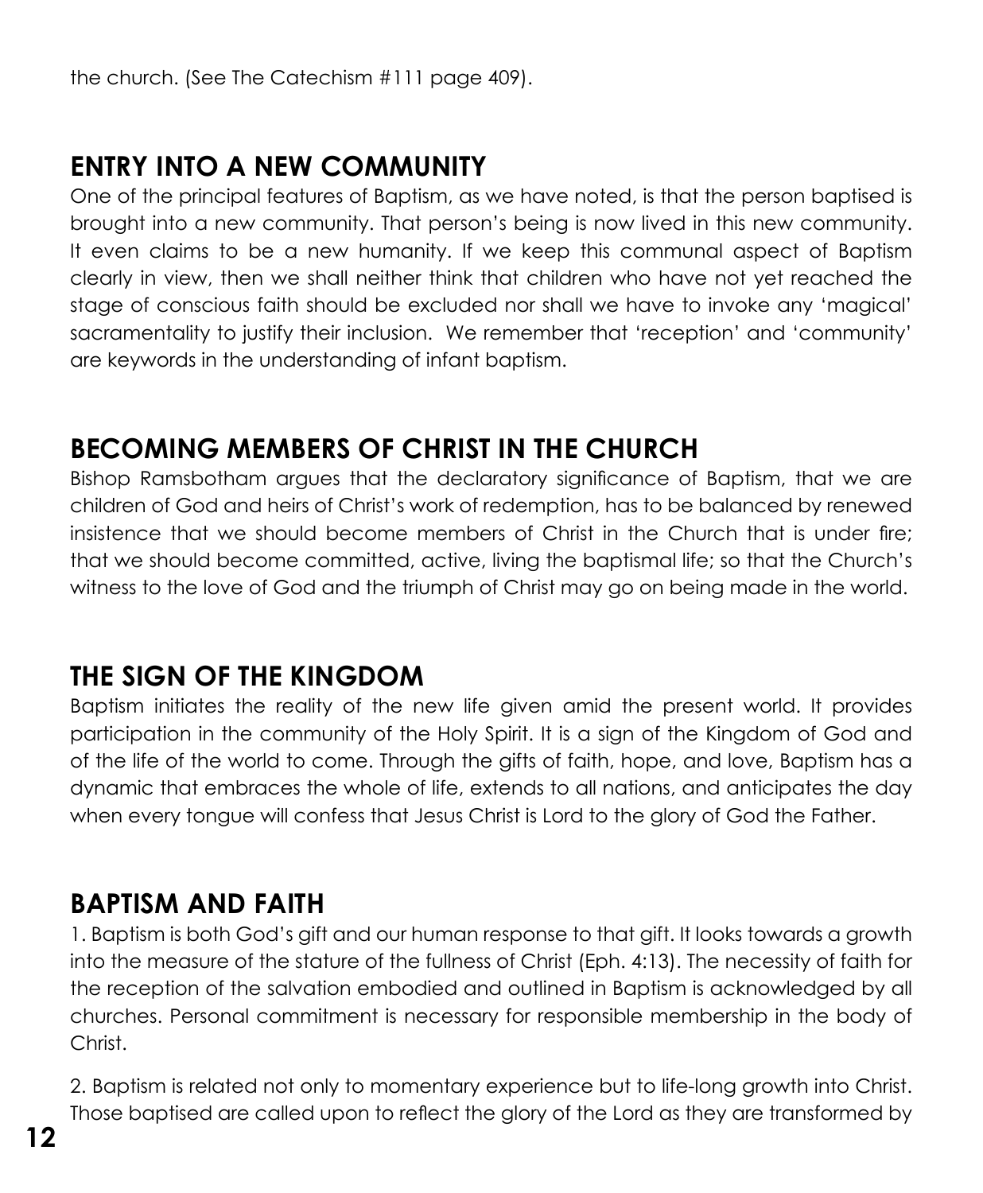the church. (See The Catechism #111 page 409).

## ENTRY INTO A NEW COMMUNITY

One of the principal features of Baptism, as we have noted, is that the person baptised is brought into a new community. That person's being is now lived in this new community. It even claims to be a new humanity. If we keep this communal aspect of Baptism clearly in view, then we shall neither think that children who have not yet reached the stage of conscious faith should be excluded nor shall we have to invoke any 'magical' sacramentality to justify their inclusion. We remember that 'reception' and 'community' are keywords in the understanding of infant baptism.

## BECOMING MEMBERS OF CHRIST IN THE CHURCH

Bishop Ramsbotham argues that the declaratory significance of Baptism, that we are children of God and heirs of Christ's work of redemption, has to be balanced by renewed insistence that we should become members of Christ in the Church that is under fire; that we should become committed, active, living the baptismal life; so that the Church's witness to the love of God and the triumph of Christ may go on being made in the world.

## THE SIGN OF THE KINGDOM

Baptism initiates the reality of the new life given amid the present world. It provides participation in the community of the Holy Spirit. It is a sign of the Kingdom of God and of the life of the world to come. Through the gifts of faith, hope, and love, Baptism has a dynamic that embraces the whole of life, extends to all nations, and anticipates the day when every tongue will confess that Jesus Christ is Lord to the glory of God the Father.

## BAPTISM AND FAITH

1. Baptism is both God's gift and our human response to that gift. It looks towards a growth into the measure of the stature of the fullness of Christ (Eph. 4:13). The necessity of faith for the reception of the salvation embodied and outlined in Baptism is acknowledged by all churches. Personal commitment is necessary for responsible membership in the body of Christ.

2. Baptism is related not only to momentary experience but to life-long growth into Christ. Those baptised are called upon to reflect the glory of the Lord as they are transformed by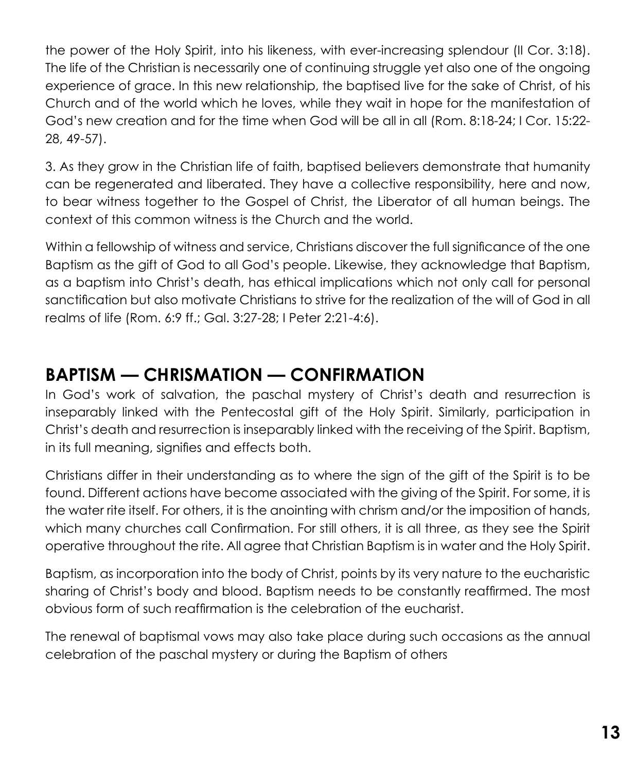the power of the Holy Spirit, into his likeness, with ever-increasing splendour (II Cor. 3:18). The life of the Christian is necessarily one of continuing struggle yet also one of the ongoing experience of grace. In this new relationship, the baptised live for the sake of Christ, of his Church and of the world which he loves, while they wait in hope for the manifestation of God's new creation and for the time when God will be all in all (Rom. 8:18-24; I Cor. 15:22-28, 49-57).

3. As they grow in the Christian life of faith, baptised believers demonstrate that humanity can be regenerated and liberated. They have a collective responsibility, here and now, to bear witness together to the Gospel of Christ, the Liberator of all human beings. The context of this common witness is the Church and the world.

Within a fellowship of witness and service, Christians discover the full significance of the one Baptism as the gift of God to all God's people. Likewise, they acknowledge that Baptism, as a baptism into Christ's death, has ethical implications which not only call for personal sanctification but also motivate Christians to strive for the realization of the will of God in all realms of life (Rom. 6:9 ff.; Gal. 3:27-28; I Peter 2:21-4:6).

## BAPTISM — CHRISMATION — CONFIRMATION

In God's work of salvation, the paschal mystery of Christ's death and resurrection is inseparably linked with the Pentecostal gift of the Holy Spirit. Similarly, participation in Christ's death and resurrection is inseparably linked with the receiving of the Spirit. Baptism, in its full meaning, signifies and effects both.

Christians differ in their understanding as to where the sign of the gift of the Spirit is to be found. Different actions have become associated with the giving of the Spirit. For some, it is the water rite itself. For others, it is the anointing with chrism and/or the imposition of hands, which many churches call Confirmation. For still others, it is all three, as they see the Spirit operative throughout the rite. All agree that Christian Baptism is in water and the Holy Spirit.

Baptism, as incorporation into the body of Christ, points by its very nature to the eucharistic sharing of Christ's body and blood. Baptism needs to be constantly reaffirmed. The most obvious form of such reaffirmation is the celebration of the eucharist.

The renewal of baptismal vows may also take place during such occasions as the annual celebration of the paschal mystery or during the Baptism of others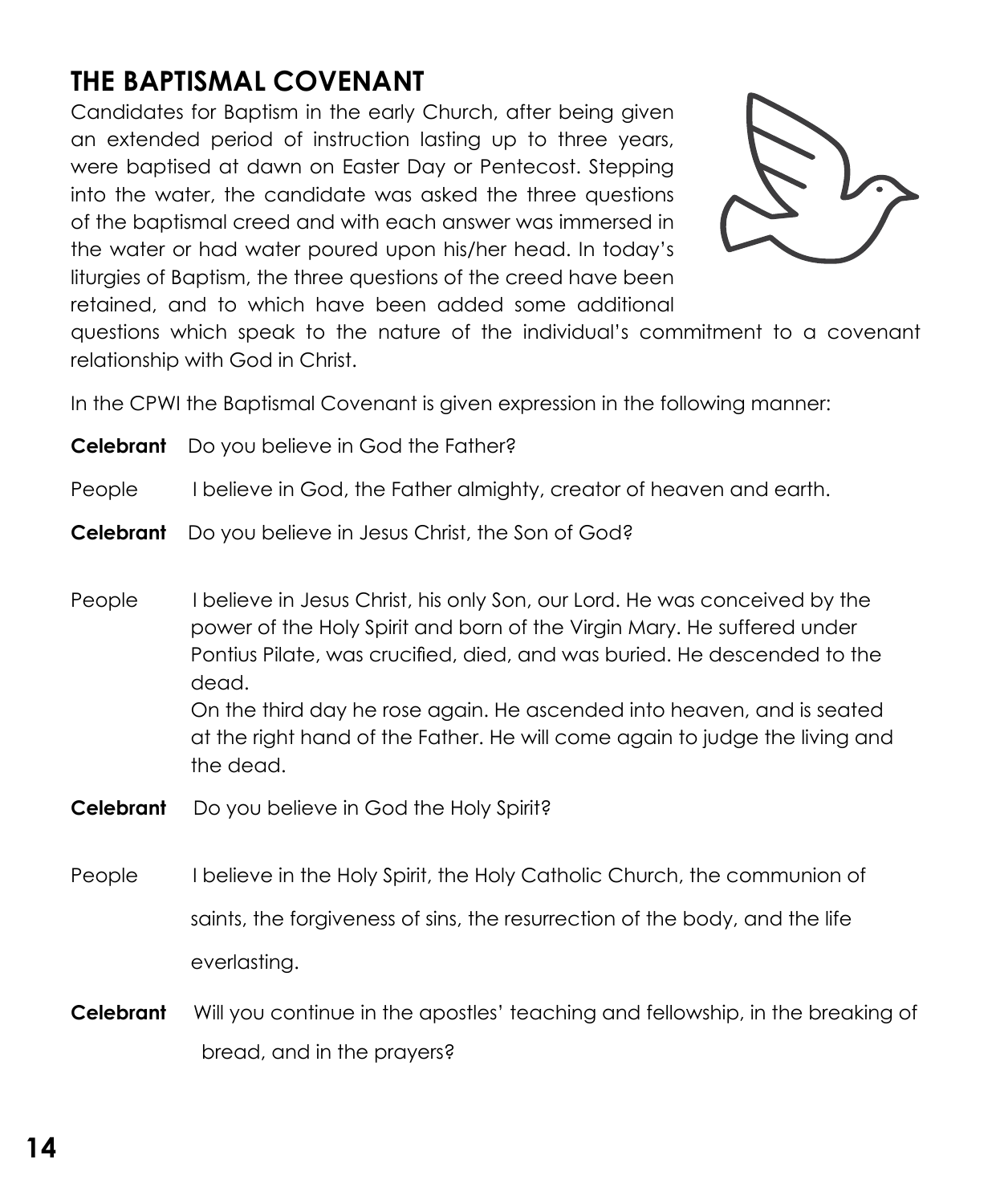## THE BAPTISMAL COVENANT

Candidates for Baptism in the early Church, after being given an extended period of instruction lasting up to three years, were baptised at dawn on Easter Day or Pentecost. Stepping into the water, the candidate was asked the three questions of the baptismal creed and with each answer was immersed in the water or had water poured upon his/her head. In today's liturgies of Baptism, the three questions of the creed have been retained, and to which have been added some additional questions which speak to the nature of the individual's commitment to a covenant relationship with God in Christ.

In the CPWI the Baptismal Covenant is given expression in the following manner:

**Celebrant** Do you believe in God the Father?

People I believe in God, the Father almighty, creator of heaven and earth.

**Celebrant** Do you believe in Jesus Christ, the Son of God?

People I believe in Jesus Christ, his only Son, our Lord. He was conceived by the power of the Holy Spirit and born of the Virgin Mary. He suffered under Pontius Pilate, was crucified, died, and was buried. He descended to the dead.
On the third day he rose again. He ascended into heaven, and is seated at the right hand of the Father. He will come again to judge the living and the dead.

**Celebrant** Do you believe in God the Holy Spirit?

People I believe in the Holy Spirit, the Holy Catholic Church, the communion of saints, the forgiveness of sins, the resurrection of the body, and the life everlasting.

**Celebrant** Will you continue in the apostles' teaching and fellowship, in the breaking of bread, and in the prayers?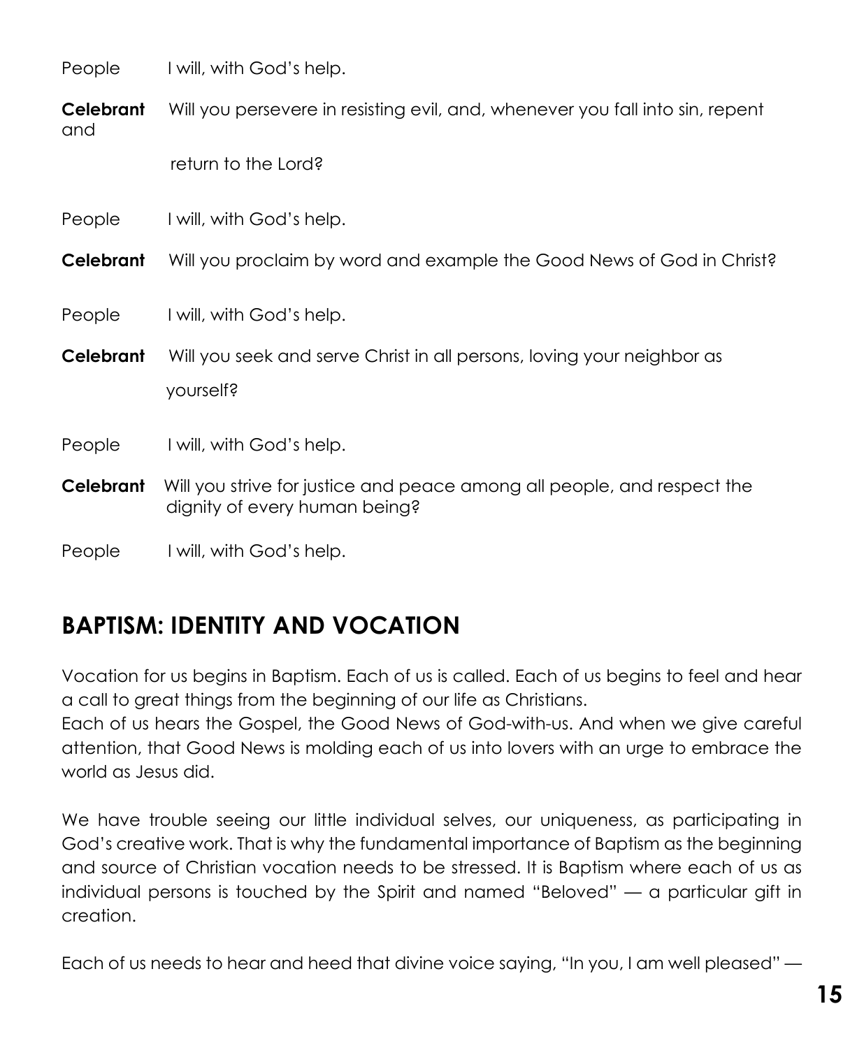People I will, with God's help.

**Celebrant** Will you persevere in resisting evil, and, whenever you fall into sin, repent and return to the Lord?

People I will, with God's help.

**Celebrant** Will you proclaim by word and example the Good News of God in Christ?

People I will, with God's help.

**Celebrant** Will you seek and serve Christ in all persons, loving your neighbor as yourself?

People I will, with God's help.

**Celebrant** Will you strive for justice and peace among all people, and respect the dignity of every human being?

People I will, with God's help.

## BAPTISM: IDENTITY AND VOCATION

Vocation for us begins in Baptism. Each of us is called. Each of us begins to feel and hear a call to great things from the beginning of our life as Christians.
Each of us hears the Gospel, the Good News of God-with-us. And when we give careful attention, that Good News is molding each of us into lovers with an urge to embrace the world as Jesus did.

We have trouble seeing our little individual selves, our uniqueness, as participating in God's creative work. That is why the fundamental importance of Baptism as the beginning and source of Christian vocation needs to be stressed. It is Baptism where each of us as individual persons is touched by the Spirit and named "Beloved" — a particular gift in creation.

Each of us needs to hear and heed that divine voice saying, "In you, I am well pleased" —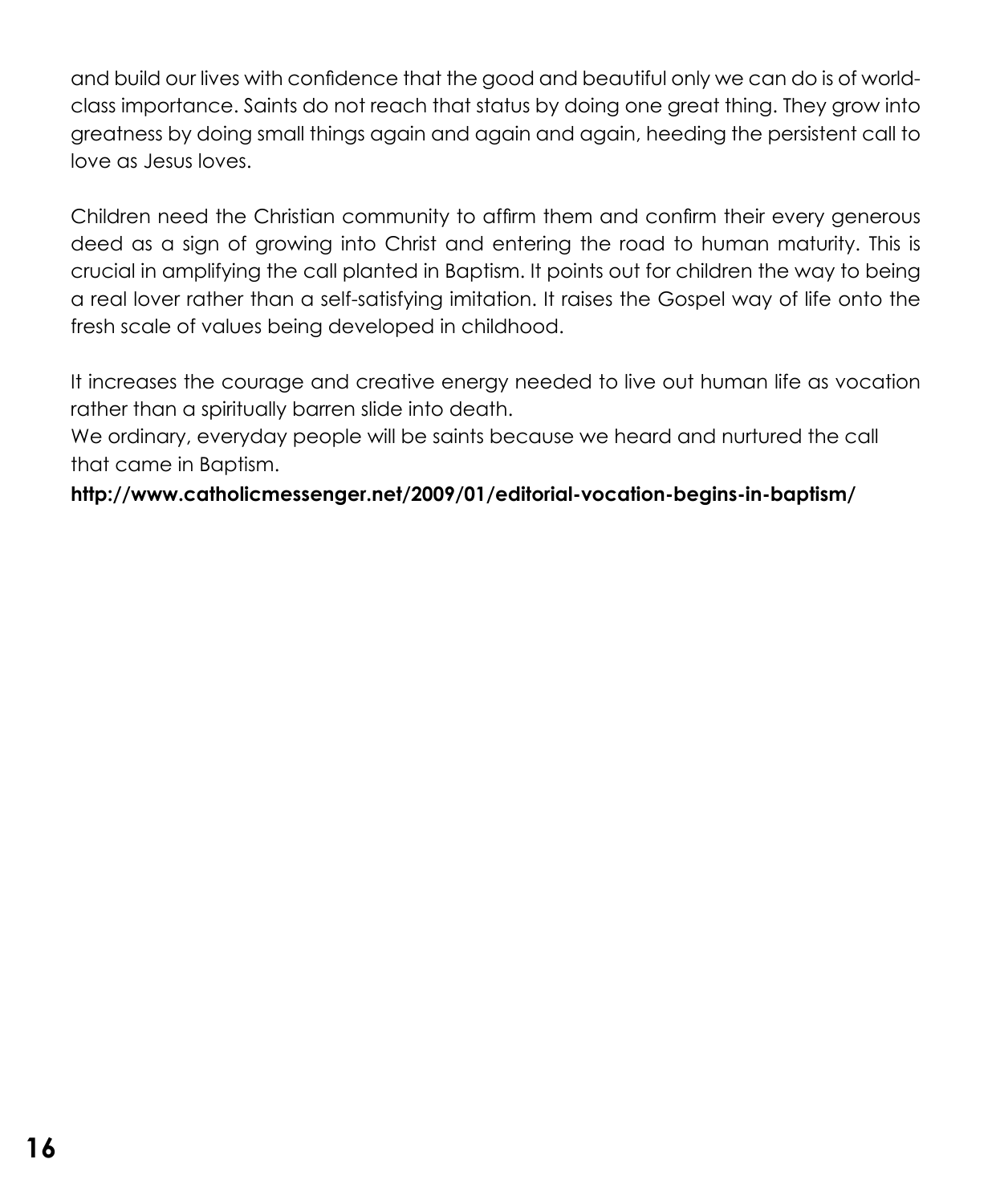and build our lives with confidence that the good and beautiful only we can do is of world-class importance. Saints do not reach that status by doing one great thing. They grow into greatness by doing small things again and again and again, heeding the persistent call to love as Jesus loves.

Children need the Christian community to affirm them and confirm their every generous deed as a sign of growing into Christ and entering the road to human maturity. This is crucial in amplifying the call planted in Baptism. It points out for children the way to being a real lover rather than a self-satisfying imitation. It raises the Gospel way of life onto the fresh scale of values being developed in childhood.

It increases the courage and creative energy needed to live out human life as vocation rather than a spiritually barren slide into death.

We ordinary, everyday people will be saints because we heard and nurtured the call that came in Baptism.

**http://www.catholicmessenger.net/2009/01/editorial-vocation-begins-in-baptism/**